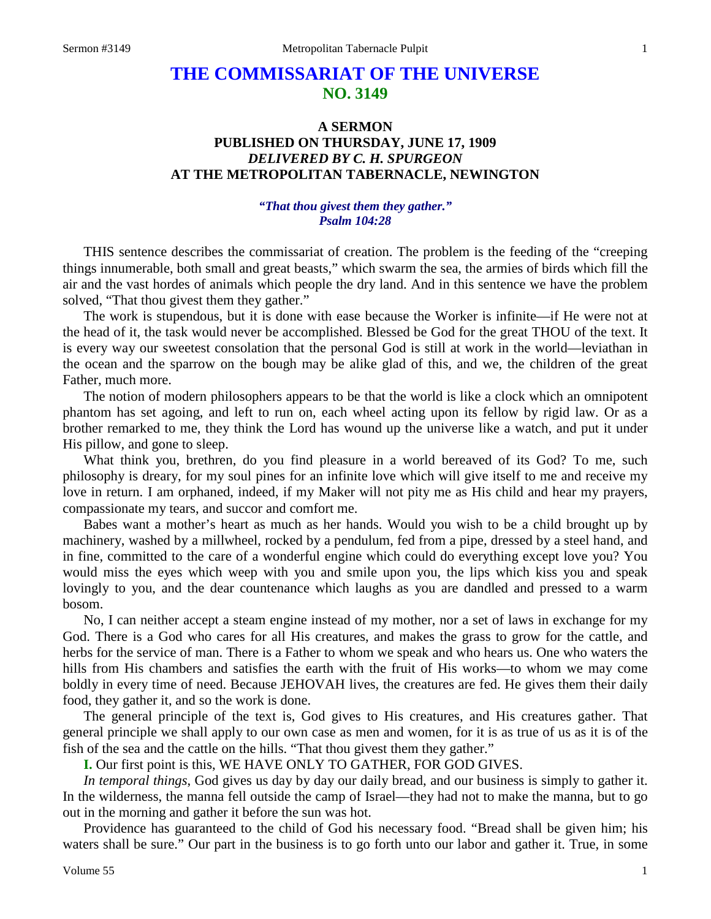# THE COMMISSARIAT OF THE UNIVERSE
## NO. 3149

### A SERMON
### PUBLISHED ON THURSDAY, JUNE 17, 1909
### *DELIVERED BY C. H. SPURGEON*
### AT THE METROPOLITAN TABERNACLE, NEWINGTON

***"That thou givest them they gather."***
***Psalm 104:28***

THIS sentence describes the commissariat of creation. The problem is the feeding of the "creeping things innumerable, both small and great beasts," which swarm the sea, the armies of birds which fill the air and the vast hordes of animals which people the dry land. And in this sentence we have the problem solved, "That thou givest them they gather."

The work is stupendous, but it is done with ease because the Worker is infinite—if He were not at the head of it, the task would never be accomplished. Blessed be God for the great THOU of the text. It is every way our sweetest consolation that the personal God is still at work in the world—leviathan in the ocean and the sparrow on the bough may be alike glad of this, and we, the children of the great Father, much more.

The notion of modern philosophers appears to be that the world is like a clock which an omnipotent phantom has set agoing, and left to run on, each wheel acting upon its fellow by rigid law. Or as a brother remarked to me, they think the Lord has wound up the universe like a watch, and put it under His pillow, and gone to sleep.

What think you, brethren, do you find pleasure in a world bereaved of its God? To me, such philosophy is dreary, for my soul pines for an infinite love which will give itself to me and receive my love in return. I am orphaned, indeed, if my Maker will not pity me as His child and hear my prayers, compassionate my tears, and succor and comfort me.

Babes want a mother's heart as much as her hands. Would you wish to be a child brought up by machinery, washed by a millwheel, rocked by a pendulum, fed from a pipe, dressed by a steel hand, and in fine, committed to the care of a wonderful engine which could do everything except love you? You would miss the eyes which weep with you and smile upon you, the lips which kiss you and speak lovingly to you, and the dear countenance which laughs as you are dandled and pressed to a warm bosom.

No, I can neither accept a steam engine instead of my mother, nor a set of laws in exchange for my God. There is a God who cares for all His creatures, and makes the grass to grow for the cattle, and herbs for the service of man. There is a Father to whom we speak and who hears us. One who waters the hills from His chambers and satisfies the earth with the fruit of His works—to whom we may come boldly in every time of need. Because JEHOVAH lives, the creatures are fed. He gives them their daily food, they gather it, and so the work is done.

The general principle of the text is, God gives to His creatures, and His creatures gather. That general principle we shall apply to our own case as men and women, for it is as true of us as it is of the fish of the sea and the cattle on the hills. "That thou givest them they gather."

**I.** Our first point is this, WE HAVE ONLY TO GATHER, FOR GOD GIVES.

*In temporal things*, God gives us day by day our daily bread, and our business is simply to gather it. In the wilderness, the manna fell outside the camp of Israel—they had not to make the manna, but to go out in the morning and gather it before the sun was hot.

Providence has guaranteed to the child of God his necessary food. "Bread shall be given him; his waters shall be sure." Our part in the business is to go forth unto our labor and gather it. True, in some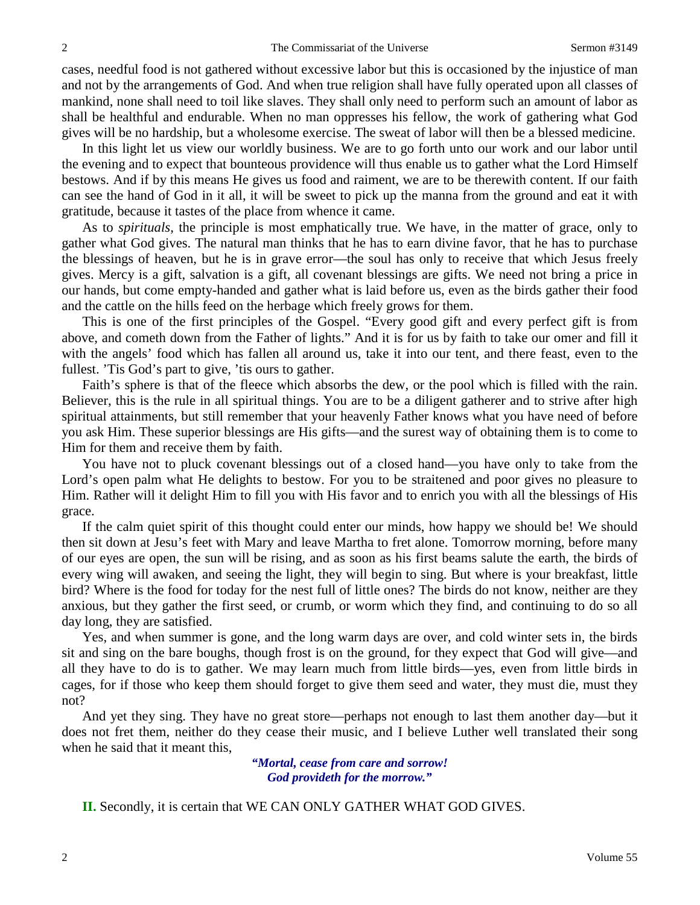cases, needful food is not gathered without excessive labor but this is occasioned by the injustice of man and not by the arrangements of God. And when true religion shall have fully operated upon all classes of mankind, none shall need to toil like slaves. They shall only need to perform such an amount of labor as shall be healthful and endurable. When no man oppresses his fellow, the work of gathering what God gives will be no hardship, but a wholesome exercise. The sweat of labor will then be a blessed medicine.

In this light let us view our worldly business. We are to go forth unto our work and our labor until the evening and to expect that bounteous providence will thus enable us to gather what the Lord Himself bestows. And if by this means He gives us food and raiment, we are to be therewith content. If our faith can see the hand of God in it all, it will be sweet to pick up the manna from the ground and eat it with gratitude, because it tastes of the place from whence it came.

As to *spirituals*, the principle is most emphatically true. We have, in the matter of grace, only to gather what God gives. The natural man thinks that he has to earn divine favor, that he has to purchase the blessings of heaven, but he is in grave error—the soul has only to receive that which Jesus freely gives. Mercy is a gift, salvation is a gift, all covenant blessings are gifts. We need not bring a price in our hands, but come empty-handed and gather what is laid before us, even as the birds gather their food and the cattle on the hills feed on the herbage which freely grows for them.

This is one of the first principles of the Gospel. "Every good gift and every perfect gift is from above, and cometh down from the Father of lights." And it is for us by faith to take our omer and fill it with the angels' food which has fallen all around us, take it into our tent, and there feast, even to the fullest. 'Tis God's part to give, 'tis ours to gather.

Faith's sphere is that of the fleece which absorbs the dew, or the pool which is filled with the rain. Believer, this is the rule in all spiritual things. You are to be a diligent gatherer and to strive after high spiritual attainments, but still remember that your heavenly Father knows what you have need of before you ask Him. These superior blessings are His gifts—and the surest way of obtaining them is to come to Him for them and receive them by faith.

You have not to pluck covenant blessings out of a closed hand—you have only to take from the Lord's open palm what He delights to bestow. For you to be straitened and poor gives no pleasure to Him. Rather will it delight Him to fill you with His favor and to enrich you with all the blessings of His grace.

If the calm quiet spirit of this thought could enter our minds, how happy we should be! We should then sit down at Jesu's feet with Mary and leave Martha to fret alone. Tomorrow morning, before many of our eyes are open, the sun will be rising, and as soon as his first beams salute the earth, the birds of every wing will awaken, and seeing the light, they will begin to sing. But where is your breakfast, little bird? Where is the food for today for the nest full of little ones? The birds do not know, neither are they anxious, but they gather the first seed, or crumb, or worm which they find, and continuing to do so all day long, they are satisfied.

Yes, and when summer is gone, and the long warm days are over, and cold winter sets in, the birds sit and sing on the bare boughs, though frost is on the ground, for they expect that God will give—and all they have to do is to gather. We may learn much from little birds—yes, even from little birds in cages, for if those who keep them should forget to give them seed and water, they must die, must they not?

And yet they sing. They have no great store—perhaps not enough to last them another day—but it does not fret them, neither do they cease their music, and I believe Luther well translated their song when he said that it meant this,

> ***"Mortal, cease from care and sorrow!***
> ***God provideth for the morrow."***

**II.** Secondly, it is certain that WE CAN ONLY GATHER WHAT GOD GIVES.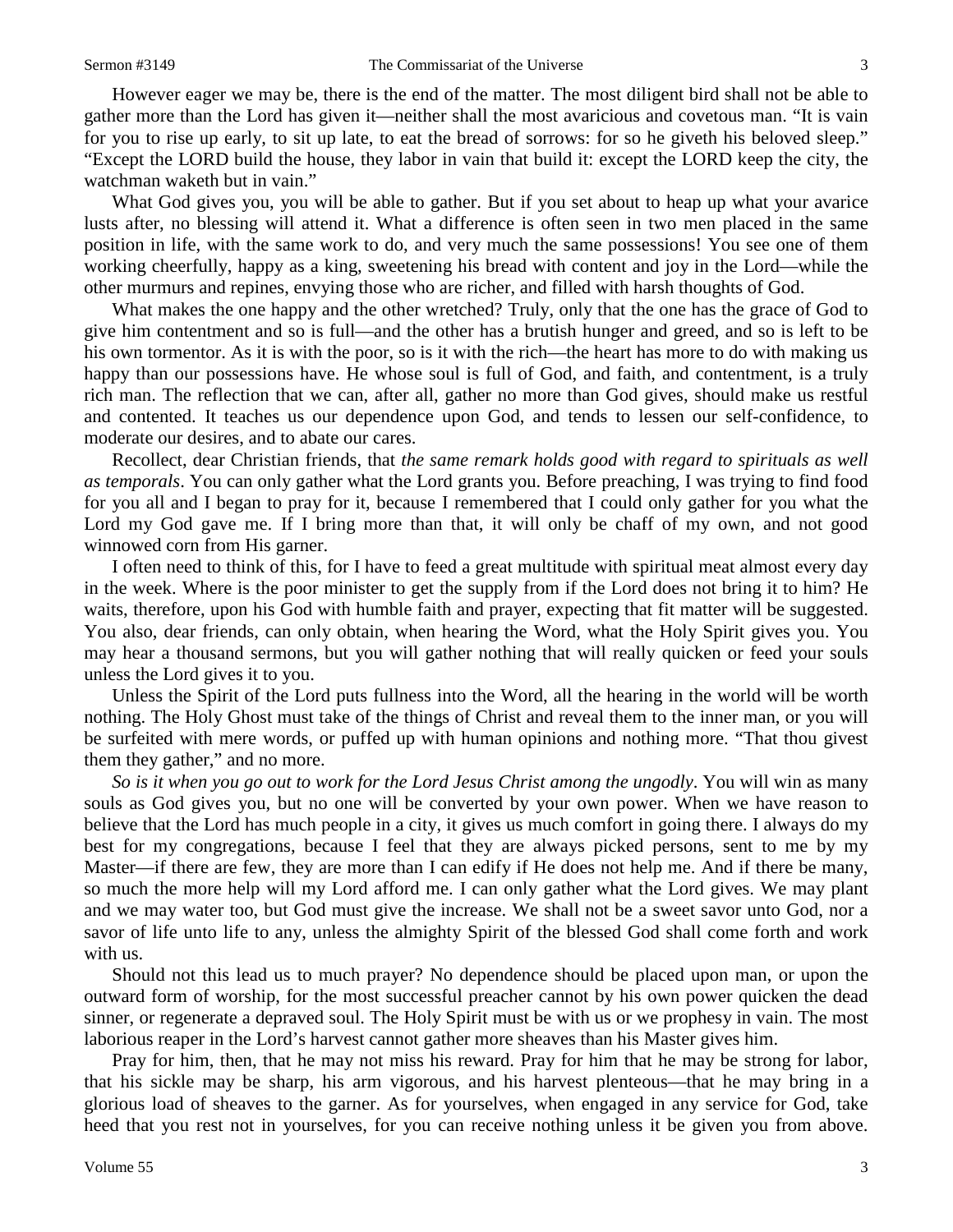However eager we may be, there is the end of the matter. The most diligent bird shall not be able to gather more than the Lord has given it—neither shall the most avaricious and covetous man. "It is vain for you to rise up early, to sit up late, to eat the bread of sorrows: for so he giveth his beloved sleep." "Except the LORD build the house, they labor in vain that build it: except the LORD keep the city, the watchman waketh but in vain."

What God gives you, you will be able to gather. But if you set about to heap up what your avarice lusts after, no blessing will attend it. What a difference is often seen in two men placed in the same position in life, with the same work to do, and very much the same possessions! You see one of them working cheerfully, happy as a king, sweetening his bread with content and joy in the Lord—while the other murmurs and repines, envying those who are richer, and filled with harsh thoughts of God.

What makes the one happy and the other wretched? Truly, only that the one has the grace of God to give him contentment and so is full—and the other has a brutish hunger and greed, and so is left to be his own tormentor. As it is with the poor, so is it with the rich—the heart has more to do with making us happy than our possessions have. He whose soul is full of God, and faith, and contentment, is a truly rich man. The reflection that we can, after all, gather no more than God gives, should make us restful and contented. It teaches us our dependence upon God, and tends to lessen our self-confidence, to moderate our desires, and to abate our cares.

Recollect, dear Christian friends, that *the same remark holds good with regard to spirituals as well as temporals*. You can only gather what the Lord grants you. Before preaching, I was trying to find food for you all and I began to pray for it, because I remembered that I could only gather for you what the Lord my God gave me. If I bring more than that, it will only be chaff of my own, and not good winnowed corn from His garner.

I often need to think of this, for I have to feed a great multitude with spiritual meat almost every day in the week. Where is the poor minister to get the supply from if the Lord does not bring it to him? He waits, therefore, upon his God with humble faith and prayer, expecting that fit matter will be suggested. You also, dear friends, can only obtain, when hearing the Word, what the Holy Spirit gives you. You may hear a thousand sermons, but you will gather nothing that will really quicken or feed your souls unless the Lord gives it to you.

Unless the Spirit of the Lord puts fullness into the Word, all the hearing in the world will be worth nothing. The Holy Ghost must take of the things of Christ and reveal them to the inner man, or you will be surfeited with mere words, or puffed up with human opinions and nothing more. "That thou givest them they gather," and no more.

*So is it when you go out to work for the Lord Jesus Christ among the ungodly*. You will win as many souls as God gives you, but no one will be converted by your own power. When we have reason to believe that the Lord has much people in a city, it gives us much comfort in going there. I always do my best for my congregations, because I feel that they are always picked persons, sent to me by my Master—if there are few, they are more than I can edify if He does not help me. And if there be many, so much the more help will my Lord afford me. I can only gather what the Lord gives. We may plant and we may water too, but God must give the increase. We shall not be a sweet savor unto God, nor a savor of life unto life to any, unless the almighty Spirit of the blessed God shall come forth and work with us.

Should not this lead us to much prayer? No dependence should be placed upon man, or upon the outward form of worship, for the most successful preacher cannot by his own power quicken the dead sinner, or regenerate a depraved soul. The Holy Spirit must be with us or we prophesy in vain. The most laborious reaper in the Lord's harvest cannot gather more sheaves than his Master gives him.

Pray for him, then, that he may not miss his reward. Pray for him that he may be strong for labor, that his sickle may be sharp, his arm vigorous, and his harvest plenteous—that he may bring in a glorious load of sheaves to the garner. As for yourselves, when engaged in any service for God, take heed that you rest not in yourselves, for you can receive nothing unless it be given you from above.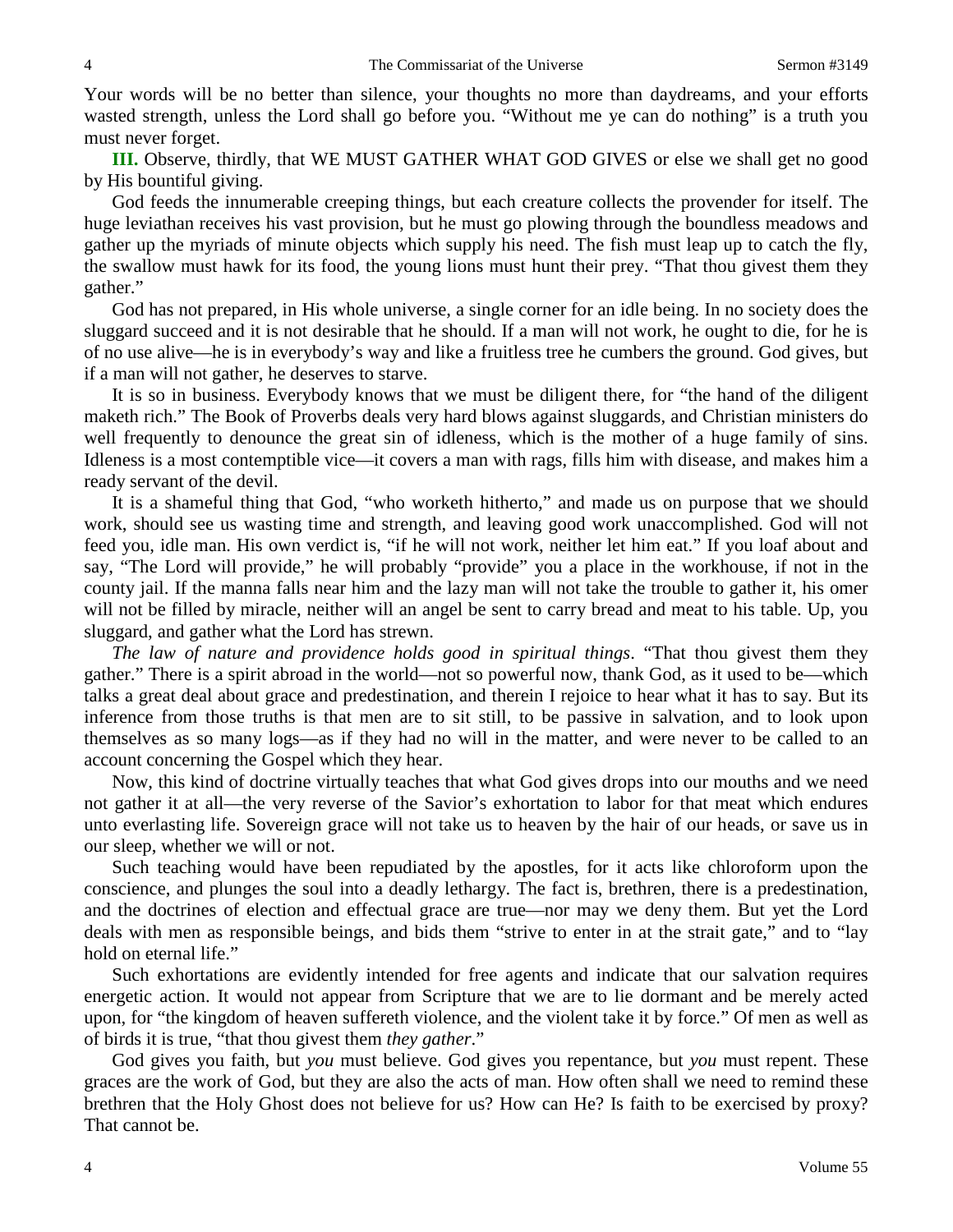Your words will be no better than silence, your thoughts no more than daydreams, and your efforts wasted strength, unless the Lord shall go before you. "Without me ye can do nothing" is a truth you must never forget.

**III.** Observe, thirdly, that WE MUST GATHER WHAT GOD GIVES or else we shall get no good by His bountiful giving.

God feeds the innumerable creeping things, but each creature collects the provender for itself. The huge leviathan receives his vast provision, but he must go plowing through the boundless meadows and gather up the myriads of minute objects which supply his need. The fish must leap up to catch the fly, the swallow must hawk for its food, the young lions must hunt their prey. "That thou givest them they gather."

God has not prepared, in His whole universe, a single corner for an idle being. In no society does the sluggard succeed and it is not desirable that he should. If a man will not work, he ought to die, for he is of no use alive—he is in everybody's way and like a fruitless tree he cumbers the ground. God gives, but if a man will not gather, he deserves to starve.

It is so in business. Everybody knows that we must be diligent there, for "the hand of the diligent maketh rich." The Book of Proverbs deals very hard blows against sluggards, and Christian ministers do well frequently to denounce the great sin of idleness, which is the mother of a huge family of sins. Idleness is a most contemptible vice—it covers a man with rags, fills him with disease, and makes him a ready servant of the devil.

It is a shameful thing that God, "who worketh hitherto," and made us on purpose that we should work, should see us wasting time and strength, and leaving good work unaccomplished. God will not feed you, idle man. His own verdict is, "if he will not work, neither let him eat." If you loaf about and say, "The Lord will provide," he will probably "provide" you a place in the workhouse, if not in the county jail. If the manna falls near him and the lazy man will not take the trouble to gather it, his omer will not be filled by miracle, neither will an angel be sent to carry bread and meat to his table. Up, you sluggard, and gather what the Lord has strewn.

*The law of nature and providence holds good in spiritual things*. "That thou givest them they gather." There is a spirit abroad in the world—not so powerful now, thank God, as it used to be—which talks a great deal about grace and predestination, and therein I rejoice to hear what it has to say. But its inference from those truths is that men are to sit still, to be passive in salvation, and to look upon themselves as so many logs—as if they had no will in the matter, and were never to be called to an account concerning the Gospel which they hear.

Now, this kind of doctrine virtually teaches that what God gives drops into our mouths and we need not gather it at all—the very reverse of the Savior's exhortation to labor for that meat which endures unto everlasting life. Sovereign grace will not take us to heaven by the hair of our heads, or save us in our sleep, whether we will or not.

Such teaching would have been repudiated by the apostles, for it acts like chloroform upon the conscience, and plunges the soul into a deadly lethargy. The fact is, brethren, there is a predestination, and the doctrines of election and effectual grace are true—nor may we deny them. But yet the Lord deals with men as responsible beings, and bids them "strive to enter in at the strait gate," and to "lay hold on eternal life."

Such exhortations are evidently intended for free agents and indicate that our salvation requires energetic action. It would not appear from Scripture that we are to lie dormant and be merely acted upon, for "the kingdom of heaven suffereth violence, and the violent take it by force." Of men as well as of birds it is true, "that thou givest them *they gather*."

God gives you faith, but *you* must believe. God gives you repentance, but *you* must repent. These graces are the work of God, but they are also the acts of man. How often shall we need to remind these brethren that the Holy Ghost does not believe for us? How can He? Is faith to be exercised by proxy? That cannot be.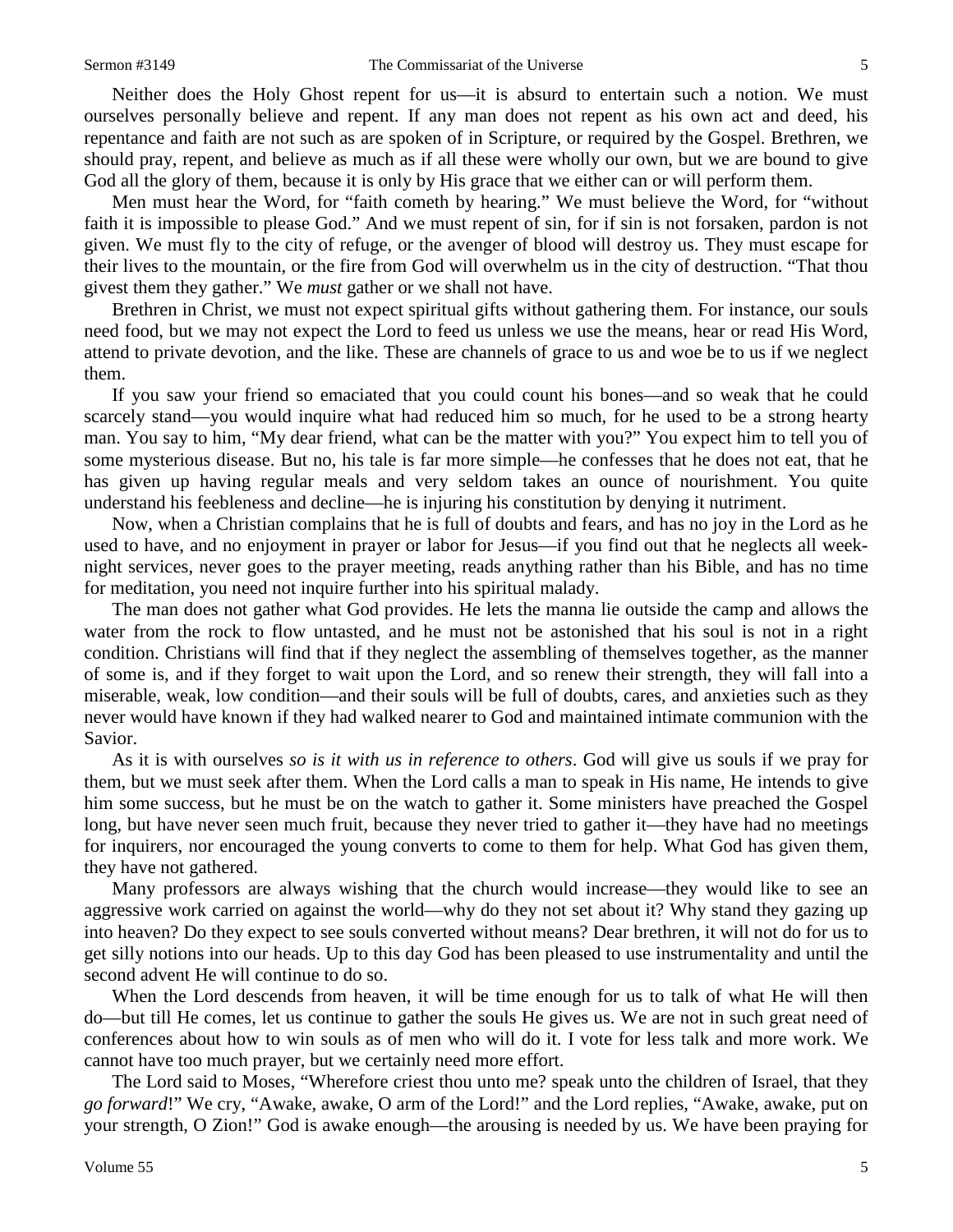Neither does the Holy Ghost repent for us—it is absurd to entertain such a notion. We must ourselves personally believe and repent. If any man does not repent as his own act and deed, his repentance and faith are not such as are spoken of in Scripture, or required by the Gospel. Brethren, we should pray, repent, and believe as much as if all these were wholly our own, but we are bound to give God all the glory of them, because it is only by His grace that we either can or will perform them.

Men must hear the Word, for "faith cometh by hearing." We must believe the Word, for "without faith it is impossible to please God." And we must repent of sin, for if sin is not forsaken, pardon is not given. We must fly to the city of refuge, or the avenger of blood will destroy us. They must escape for their lives to the mountain, or the fire from God will overwhelm us in the city of destruction. "That thou givest them they gather." We *must* gather or we shall not have.

Brethren in Christ, we must not expect spiritual gifts without gathering them. For instance, our souls need food, but we may not expect the Lord to feed us unless we use the means, hear or read His Word, attend to private devotion, and the like. These are channels of grace to us and woe be to us if we neglect them.

If you saw your friend so emaciated that you could count his bones—and so weak that he could scarcely stand—you would inquire what had reduced him so much, for he used to be a strong hearty man. You say to him, "My dear friend, what can be the matter with you?" You expect him to tell you of some mysterious disease. But no, his tale is far more simple—he confesses that he does not eat, that he has given up having regular meals and very seldom takes an ounce of nourishment. You quite understand his feebleness and decline—he is injuring his constitution by denying it nutriment.

Now, when a Christian complains that he is full of doubts and fears, and has no joy in the Lord as he used to have, and no enjoyment in prayer or labor for Jesus—if you find out that he neglects all week-night services, never goes to the prayer meeting, reads anything rather than his Bible, and has no time for meditation, you need not inquire further into his spiritual malady.

The man does not gather what God provides. He lets the manna lie outside the camp and allows the water from the rock to flow untasted, and he must not be astonished that his soul is not in a right condition. Christians will find that if they neglect the assembling of themselves together, as the manner of some is, and if they forget to wait upon the Lord, and so renew their strength, they will fall into a miserable, weak, low condition—and their souls will be full of doubts, cares, and anxieties such as they never would have known if they had walked nearer to God and maintained intimate communion with the Savior.

As it is with ourselves *so is it with us in reference to others*. God will give us souls if we pray for them, but we must seek after them. When the Lord calls a man to speak in His name, He intends to give him some success, but he must be on the watch to gather it. Some ministers have preached the Gospel long, but have never seen much fruit, because they never tried to gather it—they have had no meetings for inquirers, nor encouraged the young converts to come to them for help. What God has given them, they have not gathered.

Many professors are always wishing that the church would increase—they would like to see an aggressive work carried on against the world—why do they not set about it? Why stand they gazing up into heaven? Do they expect to see souls converted without means? Dear brethren, it will not do for us to get silly notions into our heads. Up to this day God has been pleased to use instrumentality and until the second advent He will continue to do so.

When the Lord descends from heaven, it will be time enough for us to talk of what He will then do—but till He comes, let us continue to gather the souls He gives us. We are not in such great need of conferences about how to win souls as of men who will do it. I vote for less talk and more work. We cannot have too much prayer, but we certainly need more effort.

The Lord said to Moses, "Wherefore criest thou unto me? speak unto the children of Israel, that they *go forward*!" We cry, "Awake, awake, O arm of the Lord!" and the Lord replies, "Awake, awake, put on your strength, O Zion!" God is awake enough—the arousing is needed by us. We have been praying for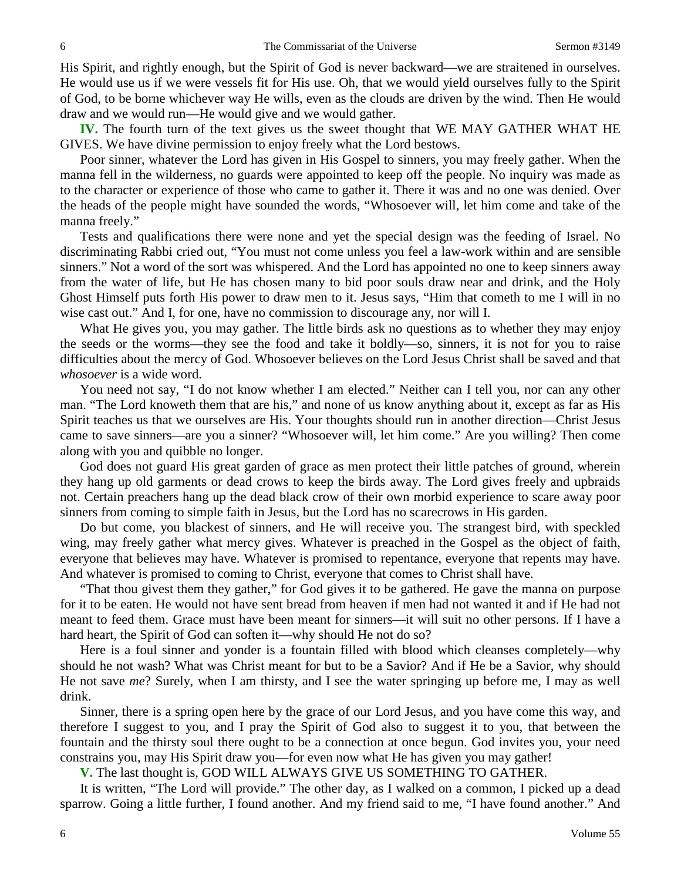His Spirit, and rightly enough, but the Spirit of God is never backward—we are straitened in ourselves. He would use us if we were vessels fit for His use. Oh, that we would yield ourselves fully to the Spirit of God, to be borne whichever way He wills, even as the clouds are driven by the wind. Then He would draw and we would run—He would give and we would gather.

**IV.** The fourth turn of the text gives us the sweet thought that WE MAY GATHER WHAT HE GIVES. We have divine permission to enjoy freely what the Lord bestows.

Poor sinner, whatever the Lord has given in His Gospel to sinners, you may freely gather. When the manna fell in the wilderness, no guards were appointed to keep off the people. No inquiry was made as to the character or experience of those who came to gather it. There it was and no one was denied. Over the heads of the people might have sounded the words, "Whosoever will, let him come and take of the manna freely."

Tests and qualifications there were none and yet the special design was the feeding of Israel. No discriminating Rabbi cried out, "You must not come unless you feel a law-work within and are sensible sinners." Not a word of the sort was whispered. And the Lord has appointed no one to keep sinners away from the water of life, but He has chosen many to bid poor souls draw near and drink, and the Holy Ghost Himself puts forth His power to draw men to it. Jesus says, "Him that cometh to me I will in no wise cast out." And I, for one, have no commission to discourage any, nor will I.

What He gives you, you may gather. The little birds ask no questions as to whether they may enjoy the seeds or the worms—they see the food and take it boldly—so, sinners, it is not for you to raise difficulties about the mercy of God. Whosoever believes on the Lord Jesus Christ shall be saved and that *whosoever* is a wide word.

You need not say, "I do not know whether I am elected." Neither can I tell you, nor can any other man. "The Lord knoweth them that are his," and none of us know anything about it, except as far as His Spirit teaches us that we ourselves are His. Your thoughts should run in another direction—Christ Jesus came to save sinners—are you a sinner? "Whosoever will, let him come." Are you willing? Then come along with you and quibble no longer.

God does not guard His great garden of grace as men protect their little patches of ground, wherein they hang up old garments or dead crows to keep the birds away. The Lord gives freely and upbraids not. Certain preachers hang up the dead black crow of their own morbid experience to scare away poor sinners from coming to simple faith in Jesus, but the Lord has no scarecrows in His garden.

Do but come, you blackest of sinners, and He will receive you. The strangest bird, with speckled wing, may freely gather what mercy gives. Whatever is preached in the Gospel as the object of faith, everyone that believes may have. Whatever is promised to repentance, everyone that repents may have. And whatever is promised to coming to Christ, everyone that comes to Christ shall have.

"That thou givest them they gather," for God gives it to be gathered. He gave the manna on purpose for it to be eaten. He would not have sent bread from heaven if men had not wanted it and if He had not meant to feed them. Grace must have been meant for sinners—it will suit no other persons. If I have a hard heart, the Spirit of God can soften it—why should He not do so?

Here is a foul sinner and yonder is a fountain filled with blood which cleanses completely—why should he not wash? What was Christ meant for but to be a Savior? And if He be a Savior, why should He not save *me*? Surely, when I am thirsty, and I see the water springing up before me, I may as well drink.

Sinner, there is a spring open here by the grace of our Lord Jesus, and you have come this way, and therefore I suggest to you, and I pray the Spirit of God also to suggest it to you, that between the fountain and the thirsty soul there ought to be a connection at once begun. God invites you, your need constrains you, may His Spirit draw you—for even now what He has given you may gather!

**V.** The last thought is, GOD WILL ALWAYS GIVE US SOMETHING TO GATHER.

It is written, "The Lord will provide." The other day, as I walked on a common, I picked up a dead sparrow. Going a little further, I found another. And my friend said to me, "I have found another." And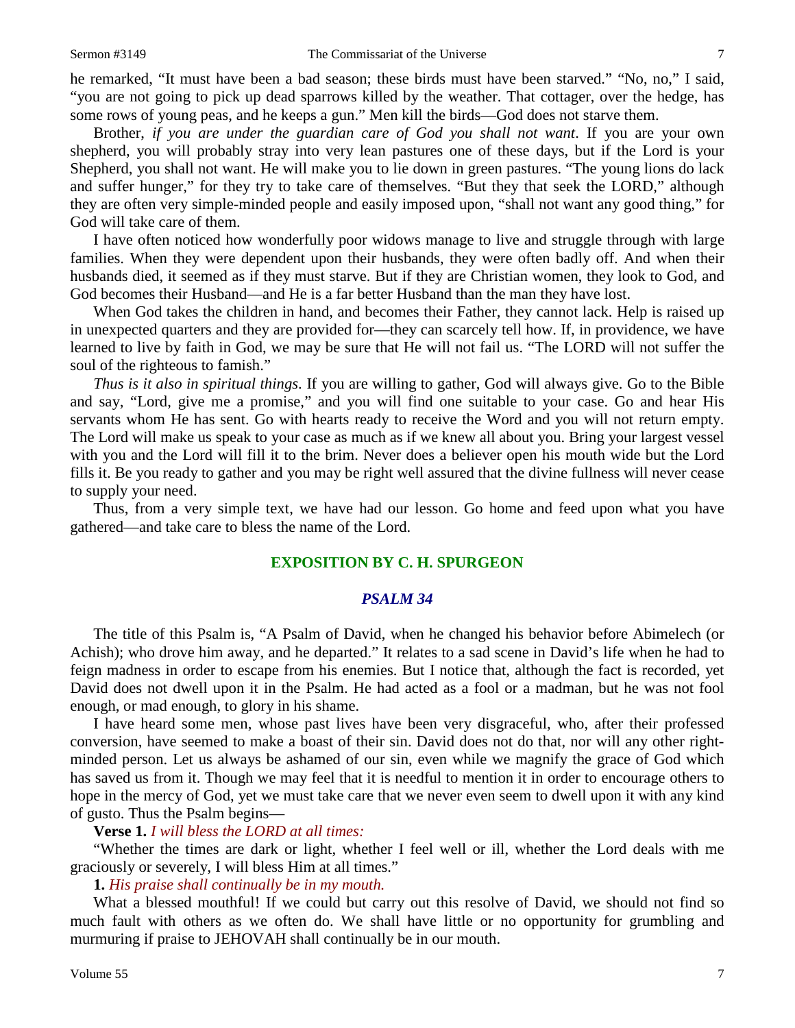he remarked, "It must have been a bad season; these birds must have been starved." "No, no," I said, "you are not going to pick up dead sparrows killed by the weather. That cottager, over the hedge, has some rows of young peas, and he keeps a gun." Men kill the birds—God does not starve them.

Brother, *if you are under the guardian care of God you shall not want*. If you are your own shepherd, you will probably stray into very lean pastures one of these days, but if the Lord is your Shepherd, you shall not want. He will make you to lie down in green pastures. "The young lions do lack and suffer hunger," for they try to take care of themselves. "But they that seek the LORD," although they are often very simple-minded people and easily imposed upon, "shall not want any good thing," for God will take care of them.

I have often noticed how wonderfully poor widows manage to live and struggle through with large families. When they were dependent upon their husbands, they were often badly off. And when their husbands died, it seemed as if they must starve. But if they are Christian women, they look to God, and God becomes their Husband—and He is a far better Husband than the man they have lost.

When God takes the children in hand, and becomes their Father, they cannot lack. Help is raised up in unexpected quarters and they are provided for—they can scarcely tell how. If, in providence, we have learned to live by faith in God, we may be sure that He will not fail us. "The LORD will not suffer the soul of the righteous to famish."

*Thus is it also in spiritual things*. If you are willing to gather, God will always give. Go to the Bible and say, "Lord, give me a promise," and you will find one suitable to your case. Go and hear His servants whom He has sent. Go with hearts ready to receive the Word and you will not return empty. The Lord will make us speak to your case as much as if we knew all about you. Bring your largest vessel with you and the Lord will fill it to the brim. Never does a believer open his mouth wide but the Lord fills it. Be you ready to gather and you may be right well assured that the divine fullness will never cease to supply your need.

Thus, from a very simple text, we have had our lesson. Go home and feed upon what you have gathered—and take care to bless the name of the Lord.

## EXPOSITION BY C. H. SPURGEON

### *PSALM 34*

The title of this Psalm is, "A Psalm of David, when he changed his behavior before Abimelech (or Achish); who drove him away, and he departed." It relates to a sad scene in David's life when he had to feign madness in order to escape from his enemies. But I notice that, although the fact is recorded, yet David does not dwell upon it in the Psalm. He had acted as a fool or a madman, but he was not fool enough, or mad enough, to glory in his shame.

I have heard some men, whose past lives have been very disgraceful, who, after their professed conversion, have seemed to make a boast of their sin. David does not do that, nor will any other right-minded person. Let us always be ashamed of our sin, even while we magnify the grace of God which has saved us from it. Though we may feel that it is needful to mention it in order to encourage others to hope in the mercy of God, yet we must take care that we never even seem to dwell upon it with any kind of gusto. Thus the Psalm begins—

**Verse 1.** *I will bless the LORD at all times:*

"Whether the times are dark or light, whether I feel well or ill, whether the Lord deals with me graciously or severely, I will bless Him at all times."

**1.** *His praise shall continually be in my mouth.*

What a blessed mouthful! If we could but carry out this resolve of David, we should not find so much fault with others as we often do. We shall have little or no opportunity for grumbling and murmuring if praise to JEHOVAH shall continually be in our mouth.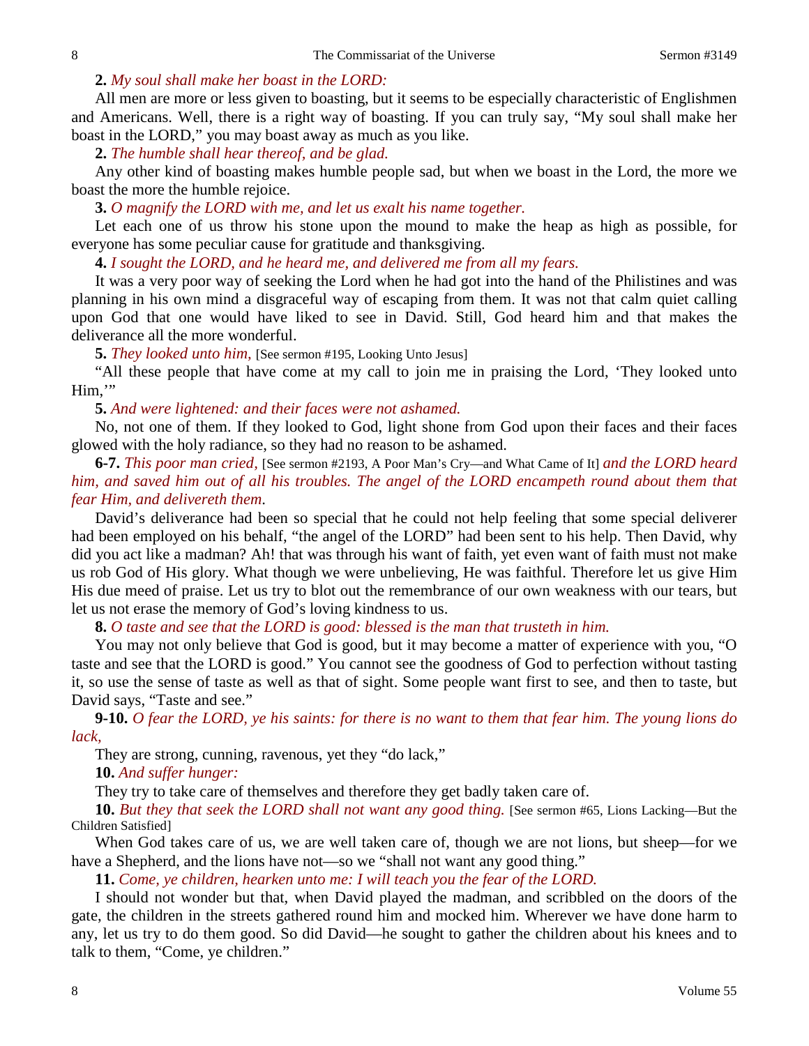**2.** *My soul shall make her boast in the LORD:*

All men are more or less given to boasting, but it seems to be especially characteristic of Englishmen and Americans. Well, there is a right way of boasting. If you can truly say, "My soul shall make her boast in the LORD," you may boast away as much as you like.

**2.** *The humble shall hear thereof, and be glad.*

Any other kind of boasting makes humble people sad, but when we boast in the Lord, the more we boast the more the humble rejoice.

**3.** *O magnify the LORD with me, and let us exalt his name together.*

Let each one of us throw his stone upon the mound to make the heap as high as possible, for everyone has some peculiar cause for gratitude and thanksgiving.

**4.** *I sought the LORD, and he heard me, and delivered me from all my fears.*

It was a very poor way of seeking the Lord when he had got into the hand of the Philistines and was planning in his own mind a disgraceful way of escaping from them. It was not that calm quiet calling upon God that one would have liked to see in David. Still, God heard him and that makes the deliverance all the more wonderful.

**5.** *They looked unto him,* [See sermon #195, Looking Unto Jesus]

"All these people that have come at my call to join me in praising the Lord, 'They looked unto Him,'"

**5.** *And were lightened: and their faces were not ashamed.*

No, not one of them. If they looked to God, light shone from God upon their faces and their faces glowed with the holy radiance, so they had no reason to be ashamed.

**6-7.** *This poor man cried,* [See sermon #2193, A Poor Man's Cry—and What Came of It] *and the LORD heard him, and saved him out of all his troubles. The angel of the LORD encampeth round about them that fear Him, and delivereth them.*

David's deliverance had been so special that he could not help feeling that some special deliverer had been employed on his behalf, "the angel of the LORD" had been sent to his help. Then David, why did you act like a madman? Ah! that was through his want of faith, yet even want of faith must not make us rob God of His glory. What though we were unbelieving, He was faithful. Therefore let us give Him His due meed of praise. Let us try to blot out the remembrance of our own weakness with our tears, but let us not erase the memory of God's loving kindness to us.

**8.** *O taste and see that the LORD is good: blessed is the man that trusteth in him.*

You may not only believe that God is good, but it may become a matter of experience with you, "O taste and see that the LORD is good." You cannot see the goodness of God to perfection without tasting it, so use the sense of taste as well as that of sight. Some people want first to see, and then to taste, but David says, "Taste and see."

**9-10.** *O fear the LORD, ye his saints: for there is no want to them that fear him. The young lions do lack,*

They are strong, cunning, ravenous, yet they "do lack,"

**10.** *And suffer hunger:*

They try to take care of themselves and therefore they get badly taken care of.

**10.** *But they that seek the LORD shall not want any good thing.* [See sermon #65, Lions Lacking—But the Children Satisfied]

When God takes care of us, we are well taken care of, though we are not lions, but sheep—for we have a Shepherd, and the lions have not—so we "shall not want any good thing."

**11.** *Come, ye children, hearken unto me: I will teach you the fear of the LORD.*

I should not wonder but that, when David played the madman, and scribbled on the doors of the gate, the children in the streets gathered round him and mocked him. Wherever we have done harm to any, let us try to do them good. So did David—he sought to gather the children about his knees and to talk to them, "Come, ye children."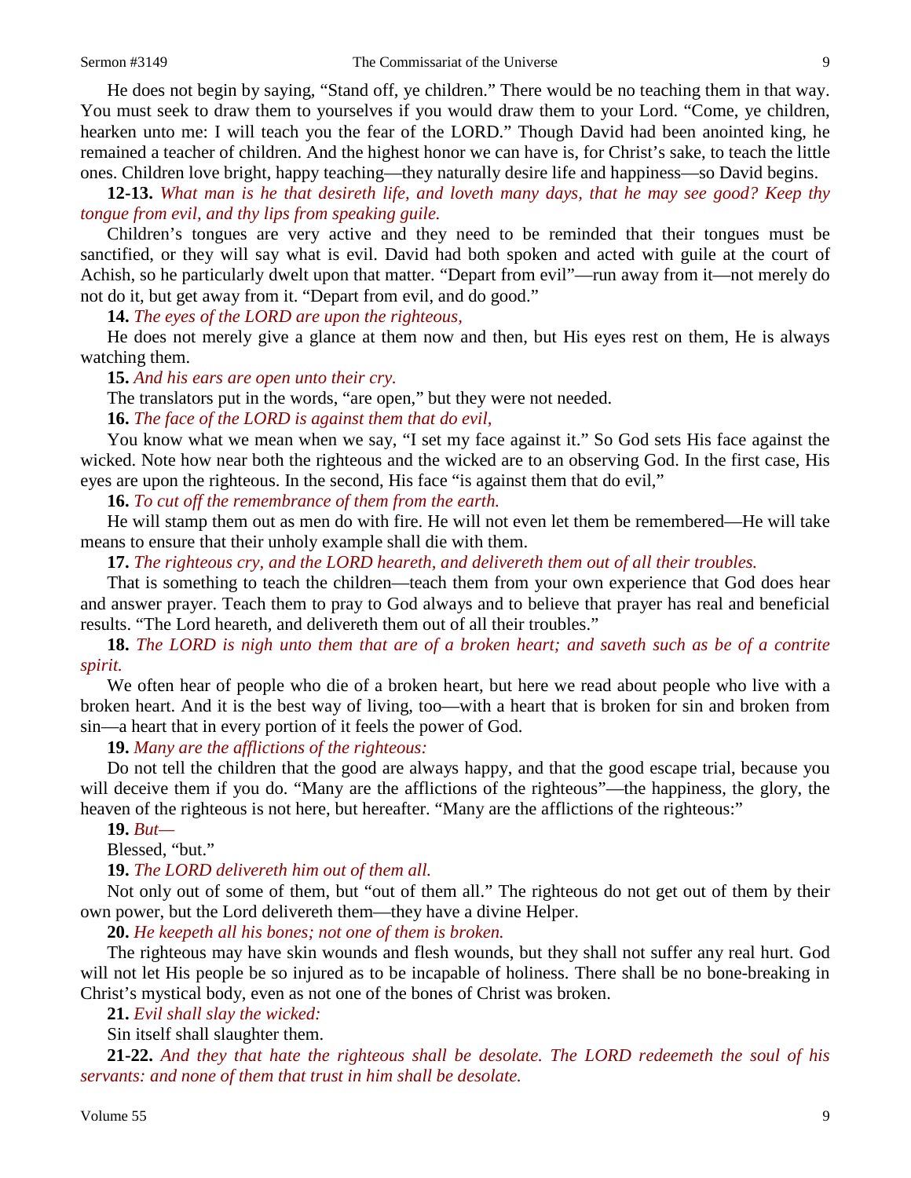He does not begin by saying, "Stand off, ye children." There would be no teaching them in that way. You must seek to draw them to yourselves if you would draw them to your Lord. "Come, ye children, hearken unto me: I will teach you the fear of the LORD." Though David had been anointed king, he remained a teacher of children. And the highest honor we can have is, for Christ's sake, to teach the little ones. Children love bright, happy teaching—they naturally desire life and happiness—so David begins.

**12-13.** *What man is he that desireth life, and loveth many days, that he may see good? Keep thy tongue from evil, and thy lips from speaking guile.*

Children's tongues are very active and they need to be reminded that their tongues must be sanctified, or they will say what is evil. David had both spoken and acted with guile at the court of Achish, so he particularly dwelt upon that matter. "Depart from evil"—run away from it—not merely do not do it, but get away from it. "Depart from evil, and do good."

**14.** *The eyes of the LORD are upon the righteous,*

He does not merely give a glance at them now and then, but His eyes rest on them, He is always watching them.

**15.** *And his ears are open unto their cry.*

The translators put in the words, "are open," but they were not needed.

**16.** *The face of the LORD is against them that do evil,*

You know what we mean when we say, "I set my face against it." So God sets His face against the wicked. Note how near both the righteous and the wicked are to an observing God. In the first case, His eyes are upon the righteous. In the second, His face "is against them that do evil,"

**16.** *To cut off the remembrance of them from the earth.*

He will stamp them out as men do with fire. He will not even let them be remembered—He will take means to ensure that their unholy example shall die with them.

**17.** *The righteous cry, and the LORD heareth, and delivereth them out of all their troubles.*

That is something to teach the children—teach them from your own experience that God does hear and answer prayer. Teach them to pray to God always and to believe that prayer has real and beneficial results. "The Lord heareth, and delivereth them out of all their troubles."

**18.** *The LORD is nigh unto them that are of a broken heart; and saveth such as be of a contrite spirit.*

We often hear of people who die of a broken heart, but here we read about people who live with a broken heart. And it is the best way of living, too—with a heart that is broken for sin and broken from sin—a heart that in every portion of it feels the power of God.

**19.** *Many are the afflictions of the righteous:*

Do not tell the children that the good are always happy, and that the good escape trial, because you will deceive them if you do. "Many are the afflictions of the righteous"—the happiness, the glory, the heaven of the righteous is not here, but hereafter. "Many are the afflictions of the righteous:"

**19.** *But—*

Blessed, "but."

**19.** *The LORD delivereth him out of them all.*

Not only out of some of them, but "out of them all." The righteous do not get out of them by their own power, but the Lord delivereth them—they have a divine Helper.

**20.** *He keepeth all his bones; not one of them is broken.*

The righteous may have skin wounds and flesh wounds, but they shall not suffer any real hurt. God will not let His people be so injured as to be incapable of holiness. There shall be no bone-breaking in Christ's mystical body, even as not one of the bones of Christ was broken.

**21.** *Evil shall slay the wicked:*

Sin itself shall slaughter them.

**21-22.** *And they that hate the righteous shall be desolate. The LORD redeemeth the soul of his servants: and none of them that trust in him shall be desolate.*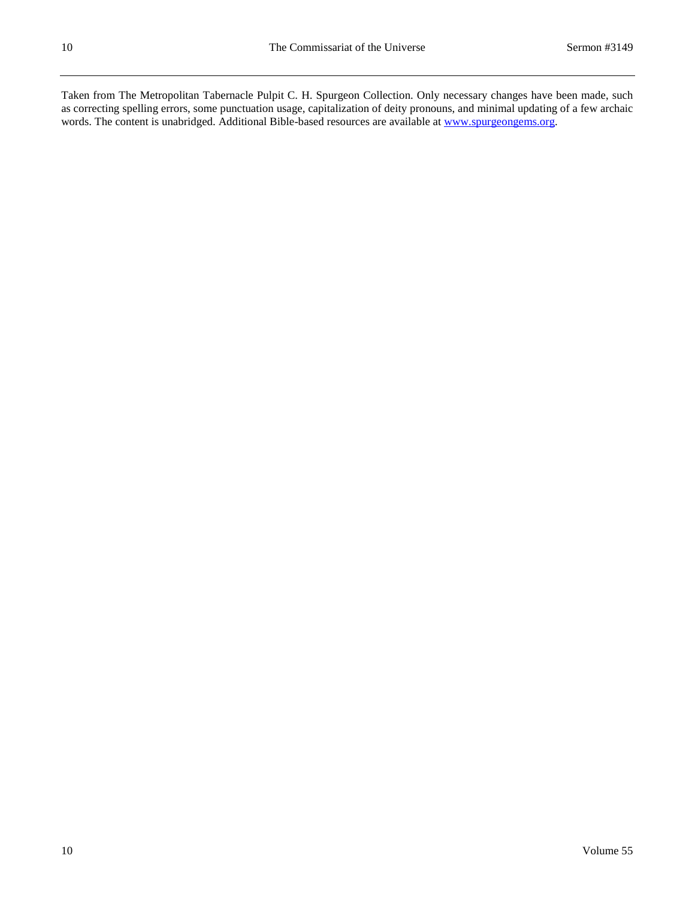Taken from The Metropolitan Tabernacle Pulpit C. H. Spurgeon Collection. Only necessary changes have been made, such as correcting spelling errors, some punctuation usage, capitalization of deity pronouns, and minimal updating of a few archaic words. The content is unabridged. Additional Bible-based resources are available at www.spurgeongems.org.